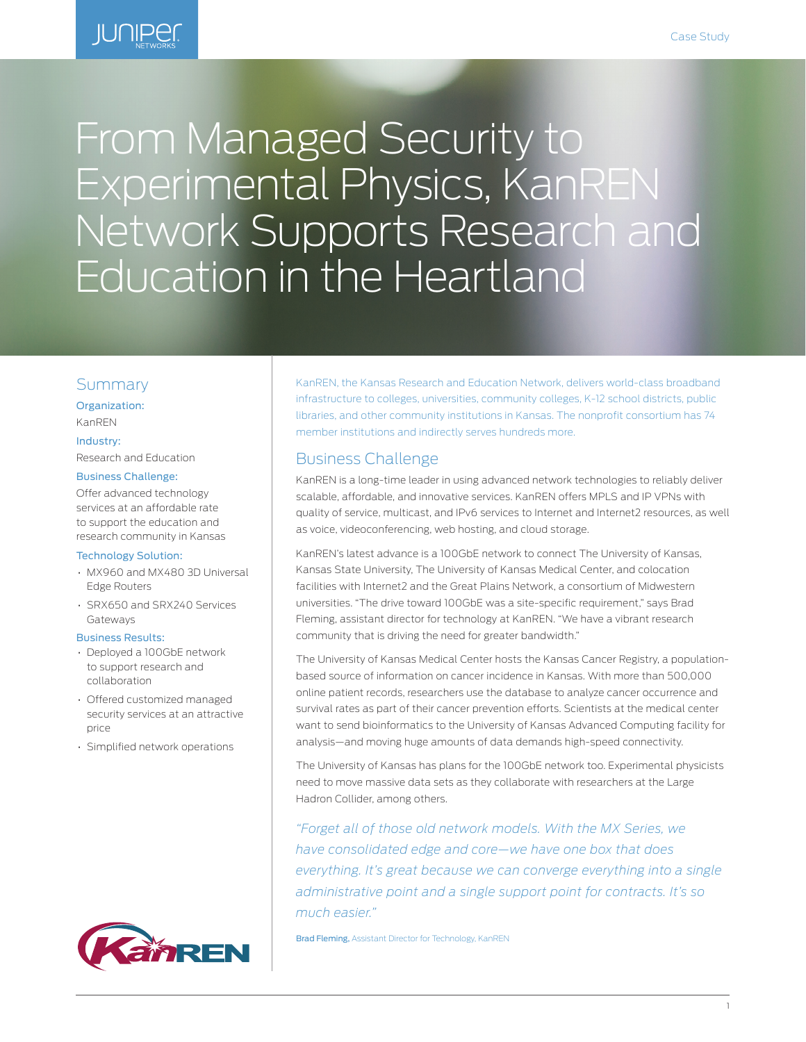Case Study

# From Managed Security to Experimental Physics, KanREN Network Supports Research and Education in the Heartland

## Summary

**Organization:**
KanREN

**Industry:**
Research and Education

**Business Challenge:**
Offer advanced technology services at an affordable rate to support the education and research community in Kansas

**Technology Solution:**
- MX960 and MX480 3D Universal Edge Routers
- SRX650 and SRX240 Services Gateways

**Business Results:**
- Deployed a 100GbE network to support research and collaboration
- Offered customized managed security services at an attractive price
- Simplified network operations

KanREN, the Kansas Research and Education Network, delivers world-class broadband infrastructure to colleges, universities, community colleges, K-12 school districts, public libraries, and other community institutions in Kansas. The nonprofit consortium has 74 member institutions and indirectly serves hundreds more.

## Business Challenge

KanREN is a long-time leader in using advanced network technologies to reliably deliver scalable, affordable, and innovative services. KanREN offers MPLS and IP VPNs with quality of service, multicast, and IPv6 services to Internet and Internet2 resources, as well as voice, videoconferencing, web hosting, and cloud storage.

KanREN's latest advance is a 100GbE network to connect The University of Kansas, Kansas State University, The University of Kansas Medical Center, and colocation facilities with Internet2 and the Great Plains Network, a consortium of Midwestern universities. "The drive toward 100GbE was a site-specific requirement," says Brad Fleming, assistant director for technology at KanREN. "We have a vibrant research community that is driving the need for greater bandwidth."

The University of Kansas Medical Center hosts the Kansas Cancer Registry, a population-based source of information on cancer incidence in Kansas. With more than 500,000 online patient records, researchers use the database to analyze cancer occurrence and survival rates as part of their cancer prevention efforts. Scientists at the medical center want to send bioinformatics to the University of Kansas Advanced Computing facility for analysis—and moving huge amounts of data demands high-speed connectivity.

The University of Kansas has plans for the 100GbE network too. Experimental physicists need to move massive data sets as they collaborate with researchers at the Large Hadron Collider, among others.

*"Forget all of those old network models. With the MX Series, we have consolidated edge and core—we have one box that does everything. It's great because we can converge everything into a single administrative point and a single support point for contracts. It's so much easier."*

**Brad Fleming,** Assistant Director for Technology, KanREN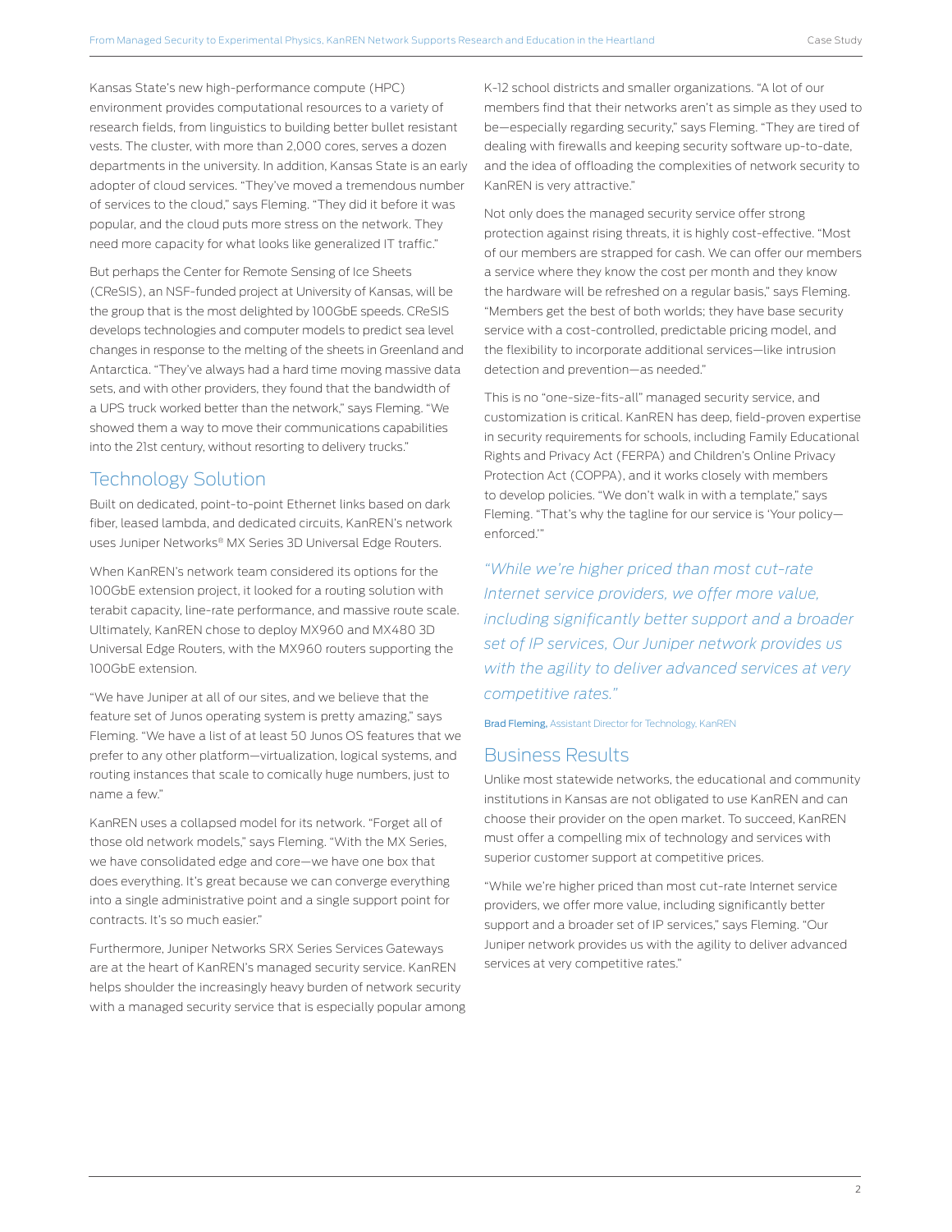Kansas State's new high-performance compute (HPC) environment provides computational resources to a variety of research fields, from linguistics to building better bullet resistant vests. The cluster, with more than 2,000 cores, serves a dozen departments in the university. In addition, Kansas State is an early adopter of cloud services. "They've moved a tremendous number of services to the cloud," says Fleming. "They did it before it was popular, and the cloud puts more stress on the network. They need more capacity for what looks like generalized IT traffic."

But perhaps the Center for Remote Sensing of Ice Sheets (CReSIS), an NSF-funded project at University of Kansas, will be the group that is the most delighted by 100GbE speeds. CReSIS develops technologies and computer models to predict sea level changes in response to the melting of the sheets in Greenland and Antarctica. "They've always had a hard time moving massive data sets, and with other providers, they found that the bandwidth of a UPS truck worked better than the network," says Fleming. "We showed them a way to move their communications capabilities into the 21st century, without resorting to delivery trucks."

## Technology Solution

Built on dedicated, point-to-point Ethernet links based on dark fiber, leased lambda, and dedicated circuits, KanREN's network uses Juniper Networks® MX Series 3D Universal Edge Routers.

When KanREN's network team considered its options for the 100GbE extension project, it looked for a routing solution with terabit capacity, line-rate performance, and massive route scale. Ultimately, KanREN chose to deploy MX960 and MX480 3D Universal Edge Routers, with the MX960 routers supporting the 100GbE extension.

"We have Juniper at all of our sites, and we believe that the feature set of Junos operating system is pretty amazing," says Fleming. "We have a list of at least 50 Junos OS features that we prefer to any other platform—virtualization, logical systems, and routing instances that scale to comically huge numbers, just to name a few."

KanREN uses a collapsed model for its network. "Forget all of those old network models," says Fleming. "With the MX Series, we have consolidated edge and core—we have one box that does everything. It's great because we can converge everything into a single administrative point and a single support point for contracts. It's so much easier."

Furthermore, Juniper Networks SRX Series Services Gateways are at the heart of KanREN's managed security service. KanREN helps shoulder the increasingly heavy burden of network security with a managed security service that is especially popular among K-12 school districts and smaller organizations. "A lot of our members find that their networks aren't as simple as they used to be—especially regarding security," says Fleming. "They are tired of dealing with firewalls and keeping security software up-to-date, and the idea of offloading the complexities of network security to KanREN is very attractive."

Not only does the managed security service offer strong protection against rising threats, it is highly cost-effective. "Most of our members are strapped for cash. We can offer our members a service where they know the cost per month and they know the hardware will be refreshed on a regular basis," says Fleming. "Members get the best of both worlds; they have base security service with a cost-controlled, predictable pricing model, and the flexibility to incorporate additional services—like intrusion detection and prevention—as needed."

This is no "one-size-fits-all" managed security service, and customization is critical. KanREN has deep, field-proven expertise in security requirements for schools, including Family Educational Rights and Privacy Act (FERPA) and Children's Online Privacy Protection Act (COPPA), and it works closely with members to develop policies. "We don't walk in with a template," says Fleming. "That's why the tagline for our service is 'Your policy—enforced.'"

*"While we're higher priced than most cut-rate Internet service providers, we offer more value, including significantly better support and a broader set of IP services, Our Juniper network provides us with the agility to deliver advanced services at very competitive rates."*

**Brad Fleming,** Assistant Director for Technology, KanREN

## Business Results

Unlike most statewide networks, the educational and community institutions in Kansas are not obligated to use KanREN and can choose their provider on the open market. To succeed, KanREN must offer a compelling mix of technology and services with superior customer support at competitive prices.

"While we're higher priced than most cut-rate Internet service providers, we offer more value, including significantly better support and a broader set of IP services," says Fleming. "Our Juniper network provides us with the agility to deliver advanced services at very competitive rates."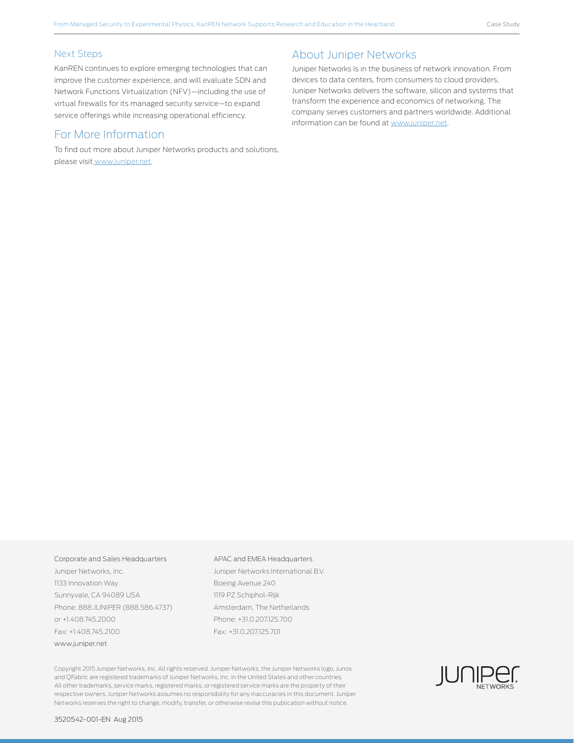## Next Steps

KanREN continues to explore emerging technologies that can improve the customer experience, and will evaluate SDN and Network Functions Virtualization (NFV)—including the use of virtual firewalls for its managed security service—to expand service offerings while increasing operational efficiency.

## For More Information

To find out more about Juniper Networks products and solutions, please visit www.juniper.net.

## About Juniper Networks

Juniper Networks is in the business of network innovation. From devices to data centers, from consumers to cloud providers, Juniper Networks delivers the software, silicon and systems that transform the experience and economics of networking. The company serves customers and partners worldwide. Additional information can be found at www.juniper.net.

Corporate and Sales Headquarters
Juniper Networks, Inc.
1133 Innovation Way
Sunnyvale, CA 94089 USA
Phone: 888.JUNIPER (888.586.4737)
or +1.408.745.2000
Fax: +1.408.745.2100
www.juniper.net

APAC and EMEA Headquarters
Juniper Networks International B.V.
Boeing Avenue 240
1119 PZ Schiphol-Rijk
Amsterdam, The Netherlands
Phone: +31.0.207.125.700
Fax: +31.0.207.125.701

Copyright 2015 Juniper Networks, Inc. All rights reserved. Juniper Networks, the Juniper Networks logo, Junos and QFabric are registered trademarks of Juniper Networks, Inc. in the United States and other countries. All other trademarks, service marks, registered marks, or registered service marks are the property of their respective owners. Juniper Networks assumes no responsibility for any inaccuracies in this document. Juniper Networks reserves the right to change, modify, transfer, or otherwise revise this publication without notice.

3520542-001-EN Aug 2015